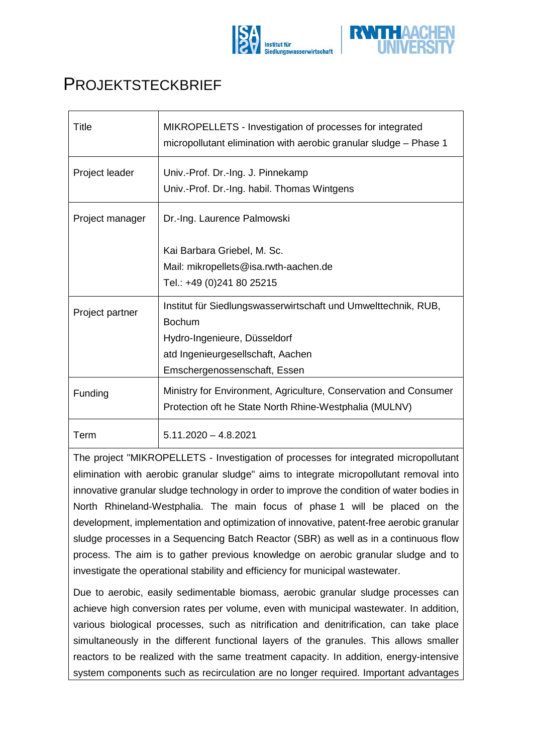# PROJEKTSTECKBRIEF

| Title | MIKROPELLETS - Investigation of processes for integrated micropollutant elimination with aerobic granular sludge – Phase 1 |
|---|---|
| Project leader | Univ.-Prof. Dr.-Ing. J. Pinnekamp<br>Univ.-Prof. Dr.-Ing. habil. Thomas Wintgens |
| Project manager | Dr.-Ing. Laurence Palmowski<br><br>Kai Barbara Griebel, M. Sc.<br>Mail: mikropellets@isa.rwth-aachen.de<br>Tel.: +49 (0)241 80 25215 |
| Project partner | Institut für Siedlungswasserwirtschaft und Umwelttechnik, RUB, Bochum<br>Hydro-Ingenieure, Düsseldorf<br>atd Ingenieurgesellschaft, Aachen<br>Emschergenossenschaft, Essen |
| Funding | Ministry for Environment, Agriculture, Conservation and Consumer Protection oft he State North Rhine-Westphalia (MULNV) |
| Term | 5.11.2020 – 4.8.2021 |

The project "MIKROPELLETS - Investigation of processes for integrated micropollutant elimination with aerobic granular sludge" aims to integrate micropollutant removal into innovative granular sludge technology in order to improve the condition of water bodies in North Rhineland-Westphalia. The main focus of phase 1 will be placed on the development, implementation and optimization of innovative, patent-free aerobic granular sludge processes in a Sequencing Batch Reactor (SBR) as well as in a continuous flow process. The aim is to gather previous knowledge on aerobic granular sludge and to investigate the operational stability and efficiency for municipal wastewater.

Due to aerobic, easily sedimentable biomass, aerobic granular sludge processes can achieve high conversion rates per volume, even with municipal wastewater. In addition, various biological processes, such as nitrification and denitrification, can take place simultaneously in the different functional layers of the granules. This allows smaller reactors to be realized with the same treatment capacity. In addition, energy-intensive system components such as recirculation are no longer required. Important advantages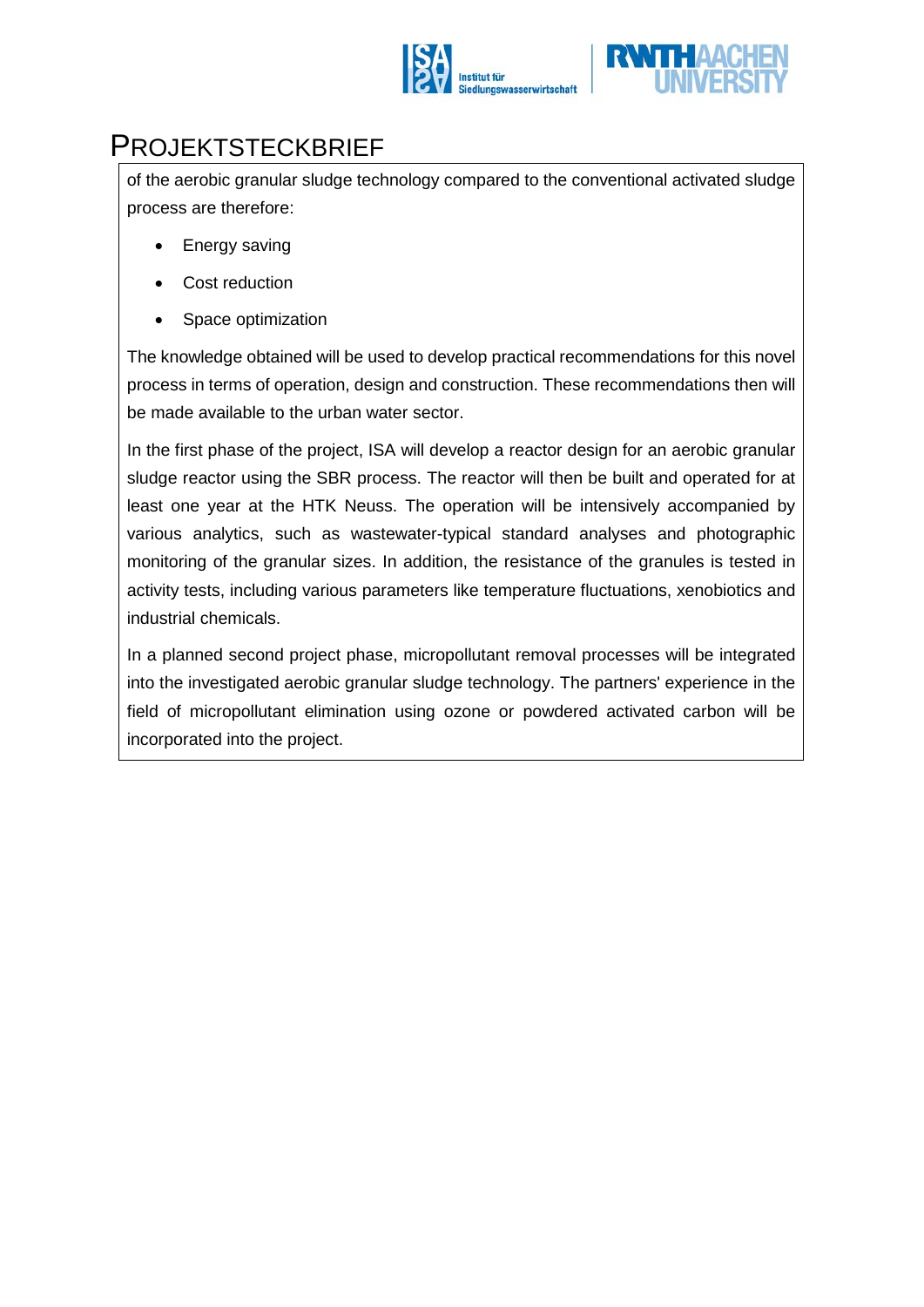of the aerobic granular sludge technology compared to the conventional activated sludge process are therefore:

- Energy saving
- Cost reduction
- Space optimization

The knowledge obtained will be used to develop practical recommendations for this novel process in terms of operation, design and construction. These recommendations then will be made available to the urban water sector.

In the first phase of the project, ISA will develop a reactor design for an aerobic granular sludge reactor using the SBR process. The reactor will then be built and operated for at least one year at the HTK Neuss. The operation will be intensively accompanied by various analytics, such as wastewater-typical standard analyses and photographic monitoring of the granular sizes. In addition, the resistance of the granules is tested in activity tests, including various parameters like temperature fluctuations, xenobiotics and industrial chemicals.

In a planned second project phase, micropollutant removal processes will be integrated into the investigated aerobic granular sludge technology. The partners' experience in the field of micropollutant elimination using ozone or powdered activated carbon will be incorporated into the project.